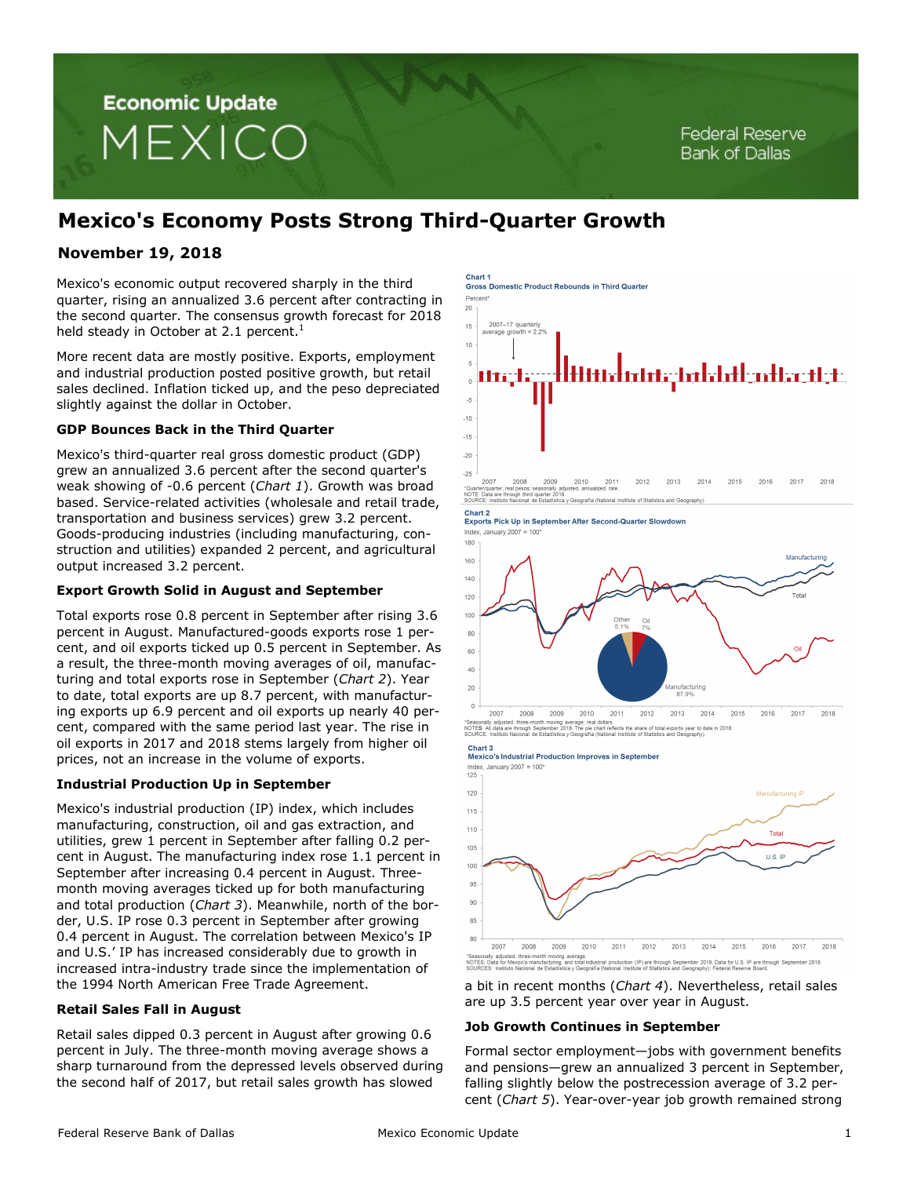# Mexico's Economy Posts Strong Third-Quarter Growth

**November 19, 2018**

Mexico's economic output recovered sharply in the third quarter, rising an annualized 3.6 percent after contracting in the second quarter. The consensus growth forecast for 2018 held steady in October at 2.1 percent.[1]

More recent data are mostly positive. Exports, employment and industrial production posted positive growth, but retail sales declined. Inflation ticked up, and the peso depreciated slightly against the dollar in October.

### GDP Bounces Back in the Third Quarter

Mexico's third-quarter real gross domestic product (GDP) grew an annualized 3.6 percent after the second quarter's weak showing of -0.6 percent (*Chart 1*). Growth was broad based. Service-related activities (wholesale and retail trade, transportation and business services) grew 3.2 percent. Goods-producing industries (including manufacturing, construction and utilities) expanded 2 percent, and agricultural output increased 3.2 percent.

### Export Growth Solid in August and September

Total exports rose 0.8 percent in September after rising 3.6 percent in August. Manufactured-goods exports rose 1 percent, and oil exports ticked up 0.5 percent in September. As a result, the three-month moving averages of oil, manufacturing and total exports rose in September (*Chart 2*). Year to date, total exports are up 8.7 percent, with manufacturing exports up 6.9 percent and oil exports up nearly 40 percent, compared with the same period last year. The rise in oil exports in 2017 and 2018 stems largely from higher oil prices, not an increase in the volume of exports.

### Industrial Production Up in September

Mexico's industrial production (IP) index, which includes manufacturing, construction, oil and gas extraction, and utilities, grew 1 percent in September after falling 0.2 percent in August. The manufacturing index rose 1.1 percent in September after increasing 0.4 percent in August. Three-month moving averages ticked up for both manufacturing and total production (*Chart 3*). Meanwhile, north of the border, U.S. IP rose 0.3 percent in September after growing 0.4 percent in August. The correlation between Mexico's IP and U.S.' IP has increased considerably due to growth in increased intra-industry trade since the implementation of the 1994 North American Free Trade Agreement.

### Retail Sales Fall in August

Retail sales dipped 0.3 percent in August after growing 0.6 percent in July. The three-month moving average shows a sharp turnaround from the depressed levels observed during the second half of 2017, but retail sales growth has slowed a bit in recent months (*Chart 4*). Nevertheless, retail sales are up 3.5 percent year over year in August.

**Chart 1**
**Gross Domestic Product Rebounds in Third Quarter**

*Quarter/quarter, real pesos; seasonally adjusted, annualized rate.
NOTE: Data are through third quarter 2018.
SOURCE: Instituto Nacional de Estadística y Geografía (National Institute of Statistics and Geography).

**Chart 2**
**Exports Pick Up in September After Second-Quarter Slowdown**

*Seasonally adjusted, three-month moving average; real dollars.
NOTES: All data are through September 2018. The pie chart reflects the share of total exports year to date in 2018.
SOURCE: Instituto Nacional de Estadística y Geografía (National Institute of Statistics and Geography).

**Chart 3**
**Mexico's Industrial Production Improves in September**

*Seasonally adjusted, three-month moving average.
NOTES: Data for Mexico's manufacturing and total industrial production (IP) are through September 2018. Data for U.S. IP are through September 2018.
SOURCES: Instituto Nacional de Estadística y Geografía (National Institute of Statistics and Geography); Federal Reserve Board.

### Job Growth Continues in September

Formal sector employment—jobs with government benefits and pensions—grew an annualized 3 percent in September, falling slightly below the postrecession average of 3.2 percent (*Chart 5*). Year-over-year job growth remained strong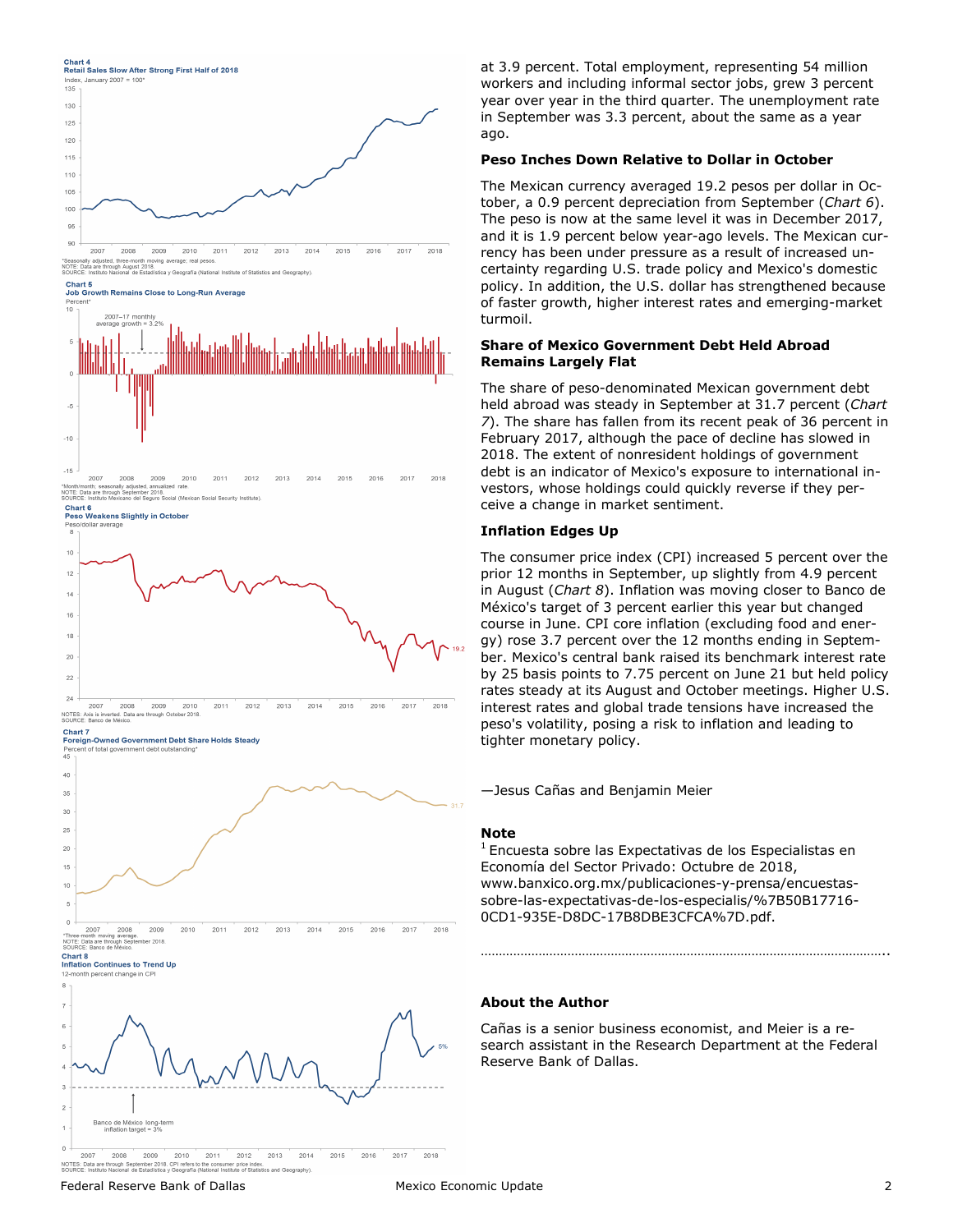**Chart 4**
**Retail Sales Slow After Strong First Half of 2018**
Index, January 2007 = 100*

135
130
125
120
115
110
105
100
95
90

2007 2008 2009 2010 2011 2012 2013 2014 2015 2016 2017 2018

*Seasonally adjusted, three-month moving average; real pesos.
NOTE: Data are through August 2018.
SOURCE: Instituto Nacional de Estadística y Geografía (National Institute of Statistics and Geography).

**Chart 5**
**Job Growth Remains Close to Long-Run Average**
Percent*

10
5
0
-5
-10
-15

2007–17 monthly average growth = 3.2%

2007 2008 2009 2010 2011 2012 2013 2014 2015 2016 2017 2018

*Month/month; seasonally adjusted, annualized rate.
NOTE: Data are through September 2018.
SOURCE: Instituto Mexicano del Seguro Social (Mexican Social Security Institute).

**Chart 6**
**Peso Weakens Slightly in October**
Peso/dollar average

8
10
12
14
16
18
20
22
24

19.2

2007 2008 2009 2010 2011 2012 2013 2014 2015 2016 2017 2018

NOTES: Axis is inverted. Data are through October 2018.
SOURCE: Banco de México.

**Chart 7**
**Foreign-Owned Government Debt Share Holds Steady**
Percent of total government debt outstanding*

45
40
35
30
25
20
15
10
5
0

31.7

2007 2008 2009 2010 2011 2012 2013 2014 2015 2016 2017 2018

*Three-month moving average.
NOTE: Data are through September 2018.
SOURCE: Banco de México.

**Chart 8**
**Inflation Continues to Trend Up**
12-month percent change in CPI

8
7
6
5
4
3
2
1
0

5%

Banco de México long-term inflation target = 3%

2007 2008 2009 2010 2011 2012 2013 2014 2015 2016 2017 2018

NOTES: Data are through September 2018. CPI refers to the consumer price index.
SOURCE: Instituto Nacional de Estadística y Geografía (National Institute of Statistics and Geography).

at 3.9 percent. Total employment, representing 54 million workers and including informal sector jobs, grew 3 percent year over year in the third quarter. The unemployment rate in September was 3.3 percent, about the same as a year ago.

### Peso Inches Down Relative to Dollar in October

The Mexican currency averaged 19.2 pesos per dollar in October, a 0.9 percent depreciation from September (*Chart 6*). The peso is now at the same level it was in December 2017, and it is 1.9 percent below year-ago levels. The Mexican currency has been under pressure as a result of increased uncertainty regarding U.S. trade policy and Mexico's domestic policy. In addition, the U.S. dollar has strengthened because of faster growth, higher interest rates and emerging-market turmoil.

### Share of Mexico Government Debt Held Abroad Remains Largely Flat

The share of peso-denominated Mexican government debt held abroad was steady in September at 31.7 percent (*Chart 7*). The share has fallen from its recent peak of 36 percent in February 2017, although the pace of decline has slowed in 2018. The extent of nonresident holdings of government debt is an indicator of Mexico's exposure to international investors, whose holdings could quickly reverse if they perceive a change in market sentiment.

### Inflation Edges Up

The consumer price index (CPI) increased 5 percent over the prior 12 months in September, up slightly from 4.9 percent in August (*Chart 8*). Inflation was moving closer to Banco de México's target of 3 percent earlier this year but changed course in June. CPI core inflation (excluding food and energy) rose 3.7 percent over the 12 months ending in September. Mexico's central bank raised its benchmark interest rate by 25 basis points to 7.75 percent on June 21 but held policy rates steady at its August and October meetings. Higher U.S. interest rates and global trade tensions have increased the peso's volatility, posing a risk to inflation and leading to tighter monetary policy.

—Jesus Cañas and Benjamin Meier

### Note

[1] Encuesta sobre las Expectativas de los Especialistas en Economía del Sector Privado: Octubre de 2018, www.banxico.org.mx/publicaciones-y-prensa/encuestas-sobre-las-expectativas-de-los-especialis/%7B50B17716-0CD1-935E-D8DC-17B8DBE3CFCA%7D.pdf.

### About the Author

Cañas is a senior business economist, and Meier is a research assistant in the Research Department at the Federal Reserve Bank of Dallas.